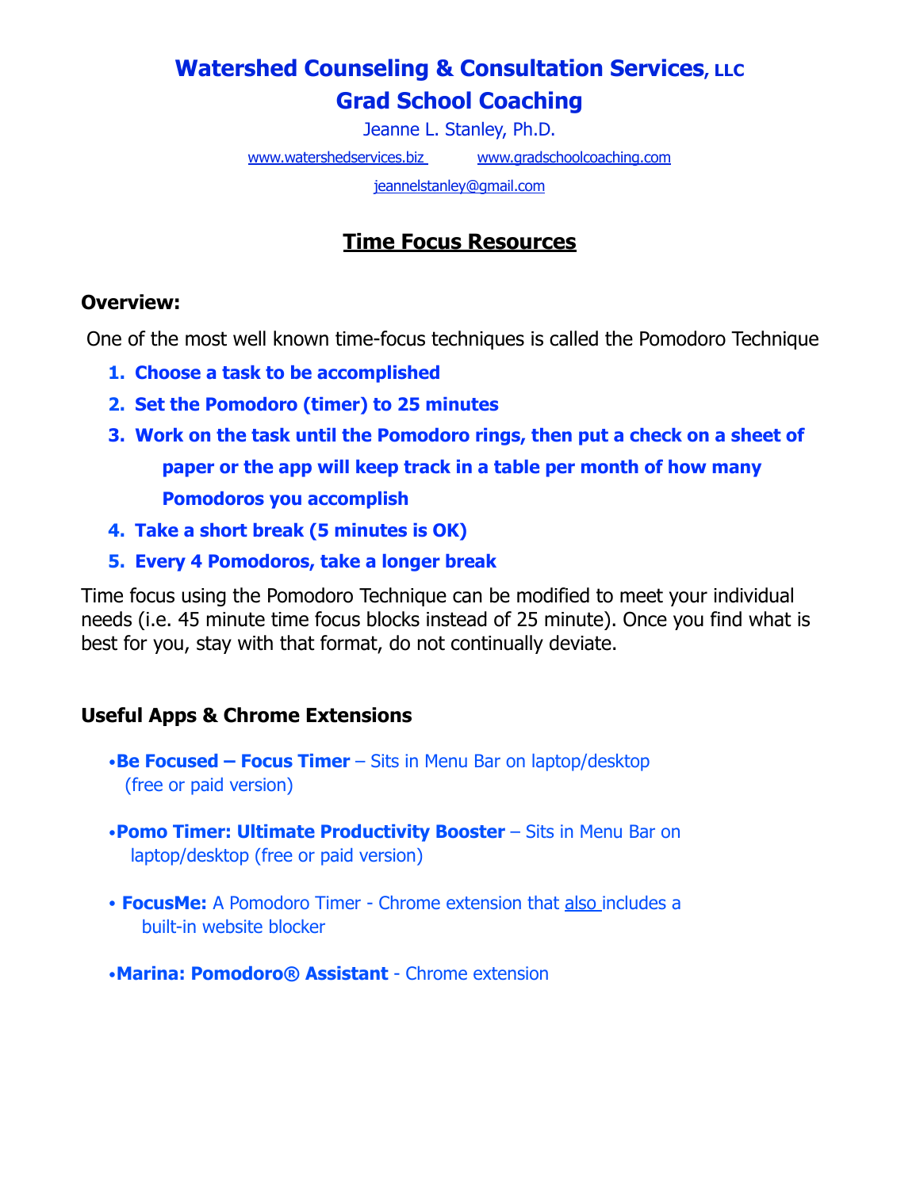# Watershed Counseling & Consultation Services, LLC

## Grad School Coaching

Jeanne L. Stanley, Ph.D.

www.watershedservices.biz www.gradschoolcoaching.com

jeannelstanley@gmail.com

## Time Focus Resources

### Overview:

One of the most well known time-focus techniques is called the Pomodoro Technique

1. **Choose a task to be accomplished**
2. **Set the Pomodoro (timer) to 25 minutes**
3. **Work on the task until the Pomodoro rings, then put a check on a sheet of paper or the app will keep track in a table per month of how many Pomodoros you accomplish**
4. **Take a short break (5 minutes is OK)**
5. **Every 4 Pomodoros, take a longer break**

Time focus using the Pomodoro Technique can be modified to meet your individual needs (i.e. 45 minute time focus blocks instead of 25 minute). Once you find what is best for you, stay with that format, do not continually deviate.

### Useful Apps & Chrome Extensions

- **Be Focused – Focus Timer** – Sits in Menu Bar on laptop/desktop (free or paid version)
- **Pomo Timer: Ultimate Productivity Booster** – Sits in Menu Bar on laptop/desktop (free or paid version)
- **FocusMe:** A Pomodoro Timer - Chrome extension that also includes a built-in website blocker
- **Marina: Pomodoro® Assistant** - Chrome extension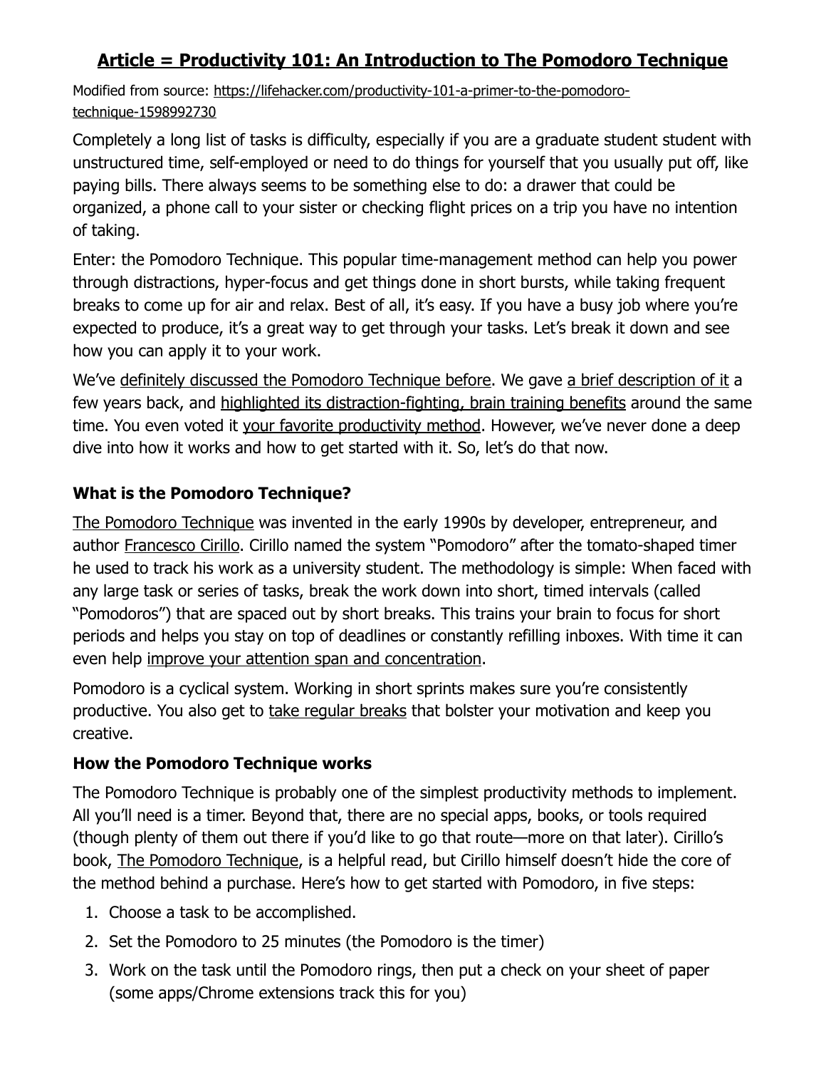## Article = Productivity 101: An Introduction to The Pomodoro Technique

Modified from source: https://lifehacker.com/productivity-101-a-primer-to-the-pomodoro-technique-1598992730

Completely a long list of tasks is difficulty, especially if you are a graduate student student with unstructured time, self-employed or need to do things for yourself that you usually put off, like paying bills. There always seems to be something else to do: a drawer that could be organized, a phone call to your sister or checking flight prices on a trip you have no intention of taking.

Enter: the Pomodoro Technique. This popular time-management method can help you power through distractions, hyper-focus and get things done in short bursts, while taking frequent breaks to come up for air and relax. Best of all, it's easy. If you have a busy job where you're expected to produce, it's a great way to get through your tasks. Let's break it down and see how you can apply it to your work.

We've definitely discussed the Pomodoro Technique before. We gave a brief description of it a few years back, and highlighted its distraction-fighting, brain training benefits around the same time. You even voted it your favorite productivity method. However, we've never done a deep dive into how it works and how to get started with it. So, let's do that now.

### What is the Pomodoro Technique?

The Pomodoro Technique was invented in the early 1990s by developer, entrepreneur, and author Francesco Cirillo. Cirillo named the system "Pomodoro" after the tomato-shaped timer he used to track his work as a university student. The methodology is simple: When faced with any large task or series of tasks, break the work down into short, timed intervals (called "Pomodoros") that are spaced out by short breaks. This trains your brain to focus for short periods and helps you stay on top of deadlines or constantly refilling inboxes. With time it can even help improve your attention span and concentration.

Pomodoro is a cyclical system. Working in short sprints makes sure you're consistently productive. You also get to take regular breaks that bolster your motivation and keep you creative.

### How the Pomodoro Technique works

The Pomodoro Technique is probably one of the simplest productivity methods to implement. All you'll need is a timer. Beyond that, there are no special apps, books, or tools required (though plenty of them out there if you'd like to go that route—more on that later). Cirillo's book, The Pomodoro Technique, is a helpful read, but Cirillo himself doesn't hide the core of the method behind a purchase. Here's how to get started with Pomodoro, in five steps:

1. Choose a task to be accomplished.
2. Set the Pomodoro to 25 minutes (the Pomodoro is the timer)
3. Work on the task until the Pomodoro rings, then put a check on your sheet of paper (some apps/Chrome extensions track this for you)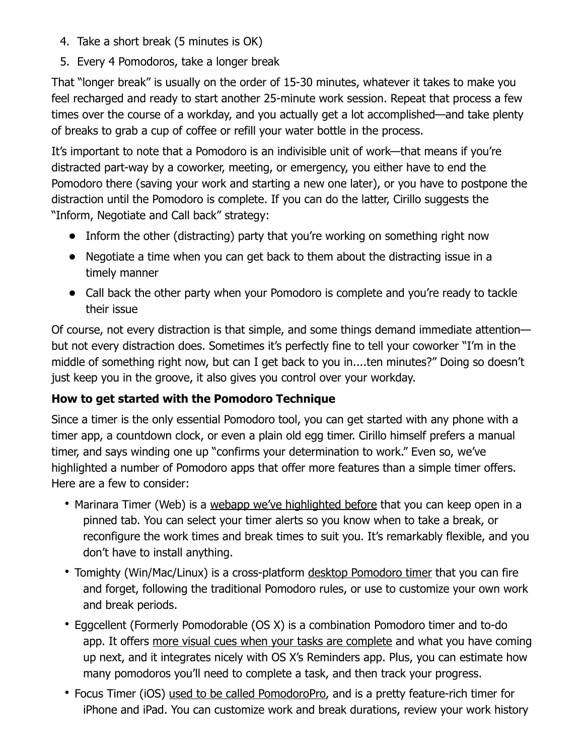4. Take a short break (5 minutes is OK)
5. Every 4 Pomodoros, take a longer break

That "longer break" is usually on the order of 15-30 minutes, whatever it takes to make you feel recharged and ready to start another 25-minute work session. Repeat that process a few times over the course of a workday, and you actually get a lot accomplished—and take plenty of breaks to grab a cup of coffee or refill your water bottle in the process.

It's important to note that a Pomodoro is an indivisible unit of work—that means if you're distracted part-way by a coworker, meeting, or emergency, you either have to end the Pomodoro there (saving your work and starting a new one later), or you have to postpone the distraction until the Pomodoro is complete. If you can do the latter, Cirillo suggests the "Inform, Negotiate and Call back" strategy:

- Inform the other (distracting) party that you're working on something right now
- Negotiate a time when you can get back to them about the distracting issue in a timely manner
- Call back the other party when your Pomodoro is complete and you're ready to tackle their issue

Of course, not every distraction is that simple, and some things demand immediate attention—but not every distraction does. Sometimes it's perfectly fine to tell your coworker "I'm in the middle of something right now, but can I get back to you in....ten minutes?" Doing so doesn't just keep you in the groove, it also gives you control over your workday.

**How to get started with the Pomodoro Technique**

Since a timer is the only essential Pomodoro tool, you can get started with any phone with a timer app, a countdown clock, or even a plain old egg timer. Cirillo himself prefers a manual timer, and says winding one up "confirms your determination to work." Even so, we've highlighted a number of Pomodoro apps that offer more features than a simple timer offers. Here are a few to consider:

- Marinara Timer (Web) is a webapp we've highlighted before that you can keep open in a pinned tab. You can select your timer alerts so you know when to take a break, or reconfigure the work times and break times to suit you. It's remarkably flexible, and you don't have to install anything.
- Tomighty (Win/Mac/Linux) is a cross-platform desktop Pomodoro timer that you can fire and forget, following the traditional Pomodoro rules, or use to customize your own work and break periods.
- Eggcellent (Formerly Pomodorable (OS X) is a combination Pomodoro timer and to-do app. It offers more visual cues when your tasks are complete and what you have coming up next, and it integrates nicely with OS X's Reminders app. Plus, you can estimate how many pomodoros you'll need to complete a task, and then track your progress.
- Focus Timer (iOS) used to be called PomodoroPro, and is a pretty feature-rich timer for iPhone and iPad. You can customize work and break durations, review your work history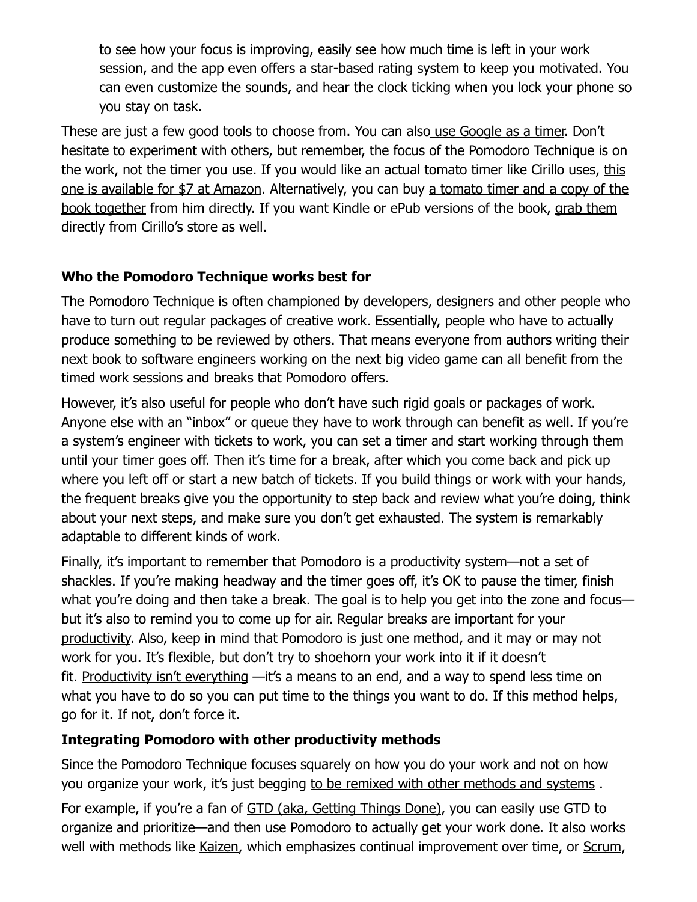to see how your focus is improving, easily see how much time is left in your work session, and the app even offers a star-based rating system to keep you motivated. You can even customize the sounds, and hear the clock ticking when you lock your phone so you stay on task.

These are just a few good tools to choose from. You can also use Google as a timer. Don't hesitate to experiment with others, but remember, the focus of the Pomodoro Technique is on the work, not the timer you use. If you would like an actual tomato timer like Cirillo uses, this one is available for $7 at Amazon. Alternatively, you can buy a tomato timer and a copy of the book together from him directly. If you want Kindle or ePub versions of the book, grab them directly from Cirillo's store as well.

**Who the Pomodoro Technique works best for**

The Pomodoro Technique is often championed by developers, designers and other people who have to turn out regular packages of creative work. Essentially, people who have to actually produce something to be reviewed by others. That means everyone from authors writing their next book to software engineers working on the next big video game can all benefit from the timed work sessions and breaks that Pomodoro offers.

However, it's also useful for people who don't have such rigid goals or packages of work. Anyone else with an "inbox" or queue they have to work through can benefit as well. If you're a system's engineer with tickets to work, you can set a timer and start working through them until your timer goes off. Then it's time for a break, after which you come back and pick up where you left off or start a new batch of tickets. If you build things or work with your hands, the frequent breaks give you the opportunity to step back and review what you're doing, think about your next steps, and make sure you don't get exhausted. The system is remarkably adaptable to different kinds of work.

Finally, it's important to remember that Pomodoro is a productivity system—not a set of shackles. If you're making headway and the timer goes off, it's OK to pause the timer, finish what you're doing and then take a break. The goal is to help you get into the zone and focus—but it's also to remind you to come up for air. Regular breaks are important for your productivity. Also, keep in mind that Pomodoro is just one method, and it may or may not work for you. It's flexible, but don't try to shoehorn your work into it if it doesn't fit. Productivity isn't everything —it's a means to an end, and a way to spend less time on what you have to do so you can put time to the things you want to do. If this method helps, go for it. If not, don't force it.

**Integrating Pomodoro with other productivity methods**

Since the Pomodoro Technique focuses squarely on how you do your work and not on how you organize your work, it's just begging to be remixed with other methods and systems .

For example, if you're a fan of GTD (aka, Getting Things Done), you can easily use GTD to organize and prioritize—and then use Pomodoro to actually get your work done. It also works well with methods like Kaizen, which emphasizes continual improvement over time, or Scrum,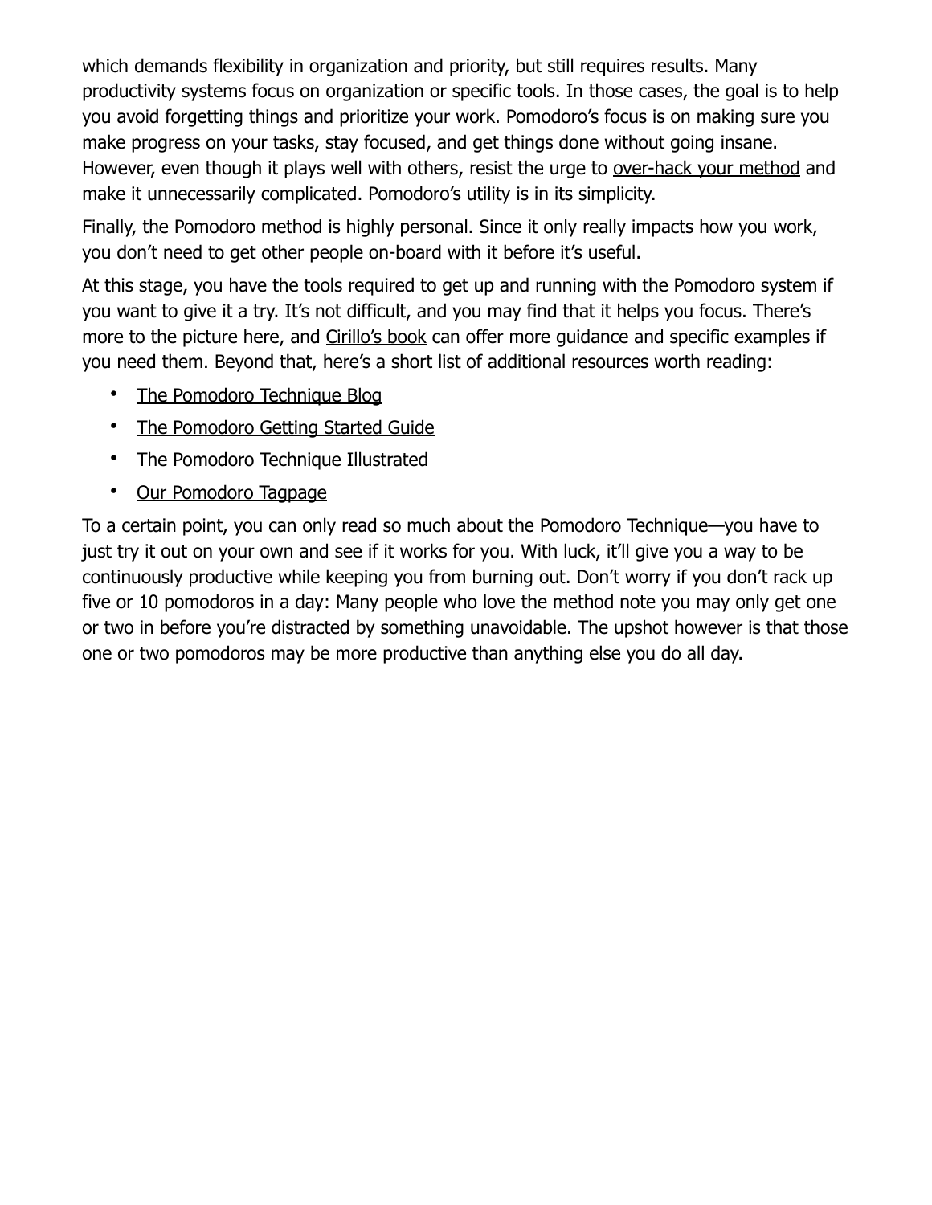which demands flexibility in organization and priority, but still requires results. Many productivity systems focus on organization or specific tools. In those cases, the goal is to help you avoid forgetting things and prioritize your work. Pomodoro's focus is on making sure you make progress on your tasks, stay focused, and get things done without going insane. However, even though it plays well with others, resist the urge to over-hack your method and make it unnecessarily complicated. Pomodoro's utility is in its simplicity.

Finally, the Pomodoro method is highly personal. Since it only really impacts how you work, you don't need to get other people on-board with it before it's useful.

At this stage, you have the tools required to get up and running with the Pomodoro system if you want to give it a try. It's not difficult, and you may find that it helps you focus. There's more to the picture here, and Cirillo's book can offer more guidance and specific examples if you need them. Beyond that, here's a short list of additional resources worth reading:

- The Pomodoro Technique Blog
- The Pomodoro Getting Started Guide
- The Pomodoro Technique Illustrated
- Our Pomodoro Tagpage

To a certain point, you can only read so much about the Pomodoro Technique—you have to just try it out on your own and see if it works for you. With luck, it'll give you a way to be continuously productive while keeping you from burning out. Don't worry if you don't rack up five or 10 pomodoros in a day: Many people who love the method note you may only get one or two in before you're distracted by something unavoidable. The upshot however is that those one or two pomodoros may be more productive than anything else you do all day.